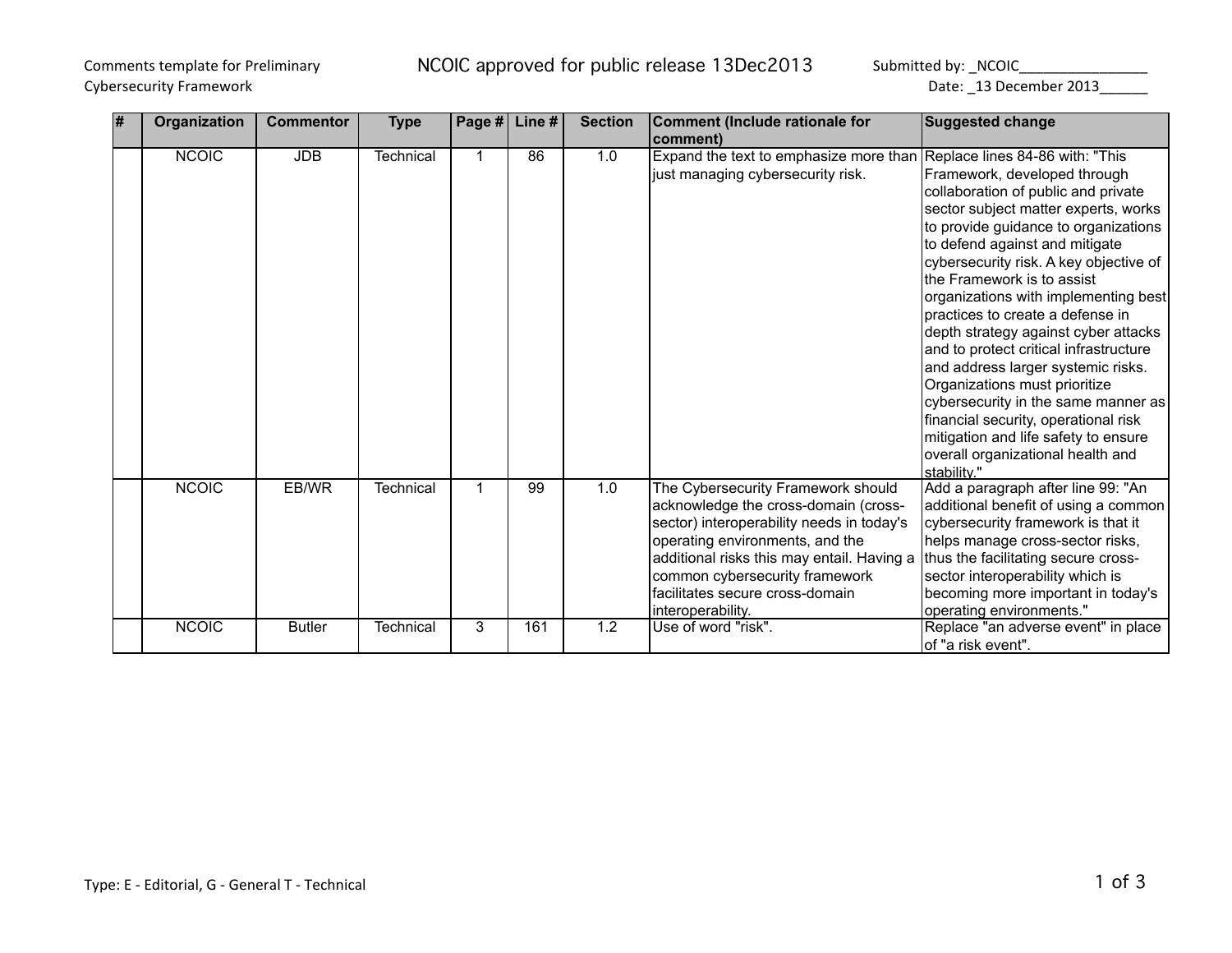Comments template for Preliminary Cybersecurity Framework

NCOIC approved for public release 13Dec2013

Submitted by: _NCOIC________________

Date: _13 December 2013______

| # | Organization | Commentor | Type | Page # | Line # | Section | Comment (Include rationale for comment) | Suggested change |
|---|---|---|---|---|---|---|---|---|
| | NCOIC | JDB | Technical | 1 | 86 | 1.0 | Expand the text to emphasize more than just managing cybersecurity risk. | Replace lines 84-86 with: "This Framework, developed through collaboration of public and private sector subject matter experts, works to provide guidance to organizations to defend against and mitigate cybersecurity risk. A key objective of the Framework is to assist organizations with implementing best practices to create a defense in depth strategy against cyber attacks and to protect critical infrastructure and address larger systemic risks. Organizations must prioritize cybersecurity in the same manner as financial security, operational risk mitigation and life safety to ensure overall organizational health and stability." |
| | NCOIC | EB/WR | Technical | 1 | 99 | 1.0 | The Cybersecurity Framework should acknowledge the cross-domain (cross-sector) interoperability needs in today's operating environments, and the additional risks this may entail. Having a common cybersecurity framework facilitates secure cross-domain interoperability. | Add a paragraph after line 99: "An additional benefit of using a common cybersecurity framework is that it helps manage cross-sector risks, thus the facilitating secure cross-sector interoperability which is becoming more important in today's operating environments." |
| | NCOIC | Butler | Technical | 3 | 161 | 1.2 | Use of word "risk". | Replace "an adverse event" in place of "a risk event". |

Type: E - Editorial, G - General T - Technical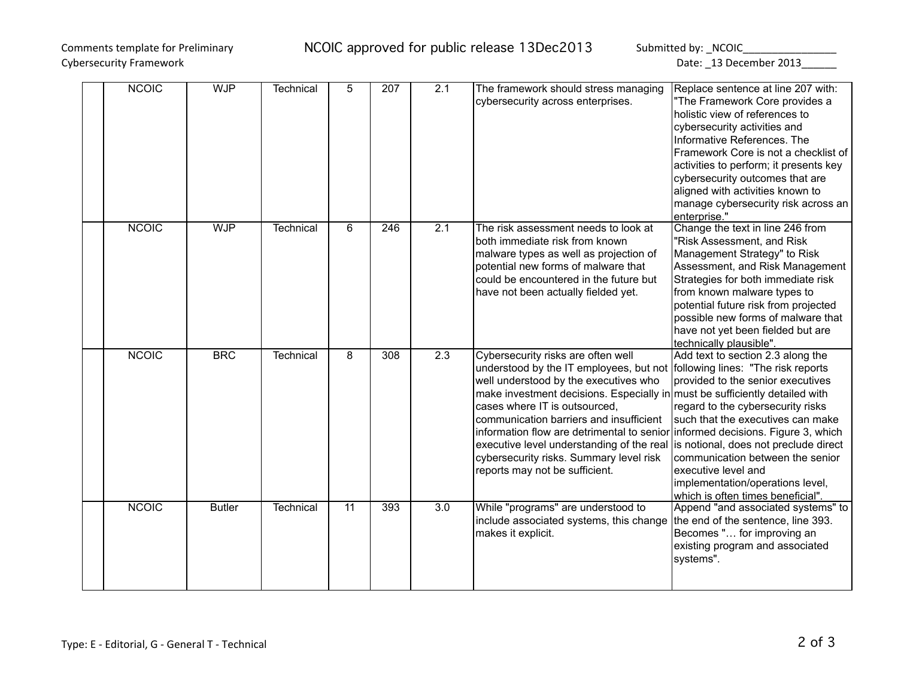| | NCOIC | WJP | Technical | 5 | 207 | 2.1 | The framework should stress managing cybersecurity across enterprises. | Replace sentence at line 207 with: "The Framework Core provides a holistic view of references to cybersecurity activities and Informative References. The Framework Core is not a checklist of activities to perform; it presents key cybersecurity outcomes that are aligned with activities known to manage cybersecurity risk across an enterprise." |
|---|---|---|---|---|---|---|---|---|
| | NCOIC | WJP | Technical | 6 | 246 | 2.1 | The risk assessment needs to look at both immediate risk from known malware types as well as projection of potential new forms of malware that could be encountered in the future but have not been actually fielded yet. | Change the text in line 246 from "Risk Assessment, and Risk Management Strategy" to Risk Assessment, and Risk Management Strategies for both immediate risk from known malware types to potential future risk from projected possible new forms of malware that have not yet been fielded but are technically plausible". |
| | NCOIC | BRC | Technical | 8 | 308 | 2.3 | Cybersecurity risks are often well understood by the IT employees, but not well understood by the executives who make investment decisions. Especially in cases where IT is outsourced, communication barriers and insufficient information flow are detrimental to senior executive level understanding of the real cybersecurity risks. Summary level risk reports may not be sufficient. | Add text to section 2.3 along the following lines: "The risk reports provided to the senior executives must be sufficiently detailed with regard to the cybersecurity risks such that the executives can make informed decisions. Figure 3, which is notional, does not preclude direct communication between the senior executive level and implementation/operations level, which is often times beneficial". |
| | NCOIC | Butler | Technical | 11 | 393 | 3.0 | While "programs" are understood to include associated systems, this change makes it explicit. | Append "and associated systems" to the end of the sentence, line 393. Becomes "… for improving an existing program and associated systems". |

Type: E - Editorial, G - General T - Technical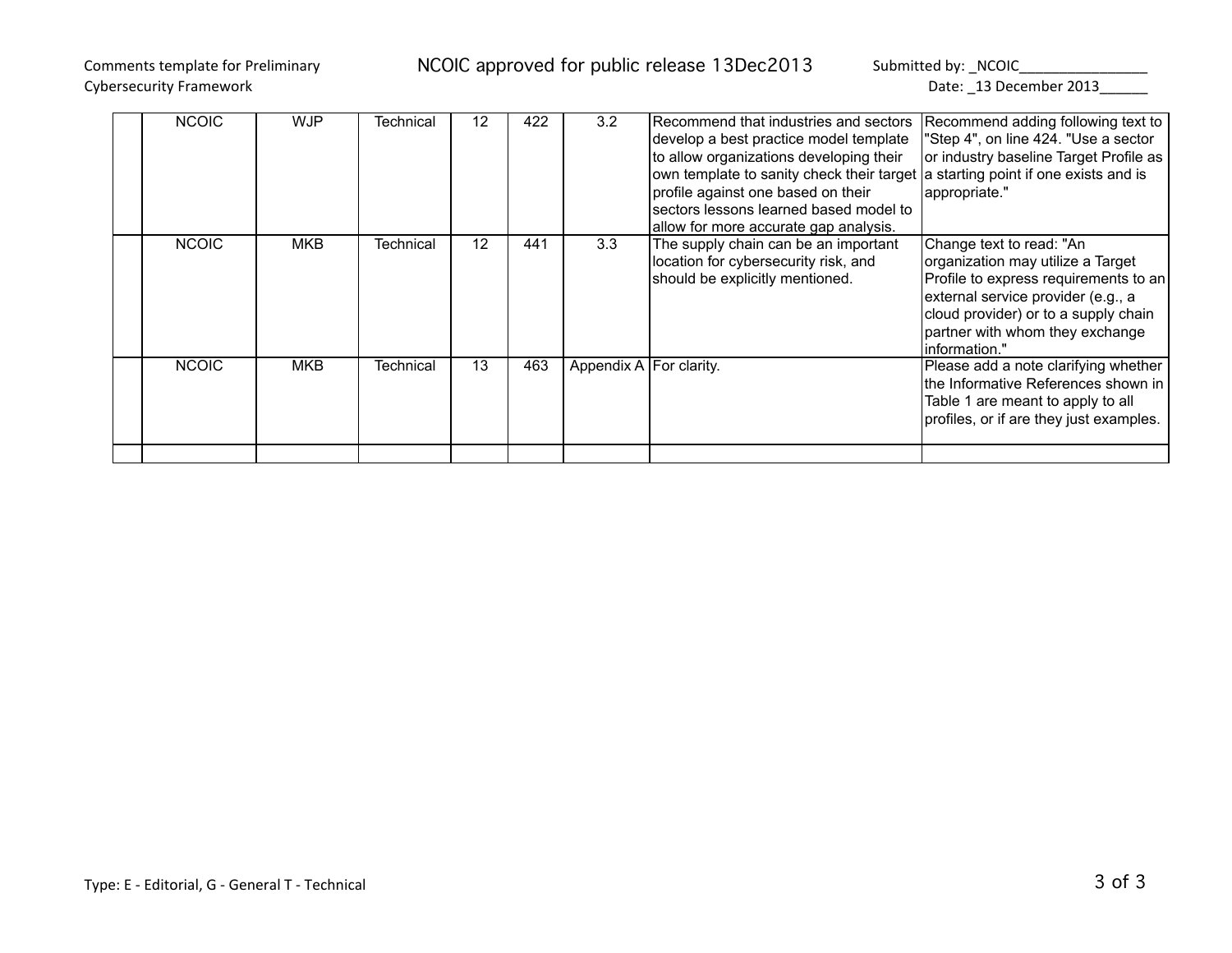Comments template for Preliminary Cybersecurity Framework

NCOIC approved for public release 13Dec2013

Submitted by: _NCOIC________________

Date: _13 December 2013______

| | | | | | | | | |
|---|---|---|---|---|---|---|---|---|
| | NCOIC | WJP | Technical | 12 | 422 | 3.2 | Recommend that industries and sectors develop a best practice model template to allow organizations developing their own template to sanity check their target profile against one based on their sectors lessons learned based model to allow for more accurate gap analysis. | Recommend adding following text to "Step 4", on line 424. "Use a sector or industry baseline Target Profile as a starting point if one exists and is appropriate." |
| | NCOIC | MKB | Technical | 12 | 441 | 3.3 | The supply chain can be an important location for cybersecurity risk, and should be explicitly mentioned. | Change text to read: "An organization may utilize a Target Profile to express requirements to an external service provider (e.g., a cloud provider) or to a supply chain partner with whom they exchange information." |
| | NCOIC | MKB | Technical | 13 | 463 | Appendix A | For clarity. | Please add a note clarifying whether the Informative References shown in Table 1 are meant to apply to all profiles, or if are they just examples. |
| | | | | | | | | |

Type: E - Editorial, G - General T - Technical